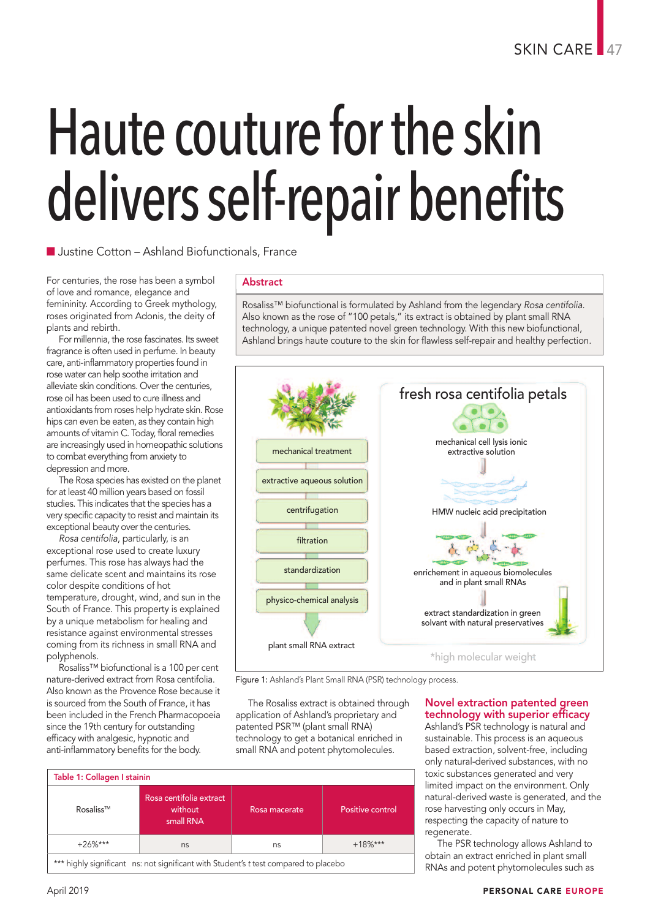# Haute couture for the skin delivers self-repair benefits

Justine Cotton – Ashland Biofunctionals, France

## Abstract

Rosaliss™ biofunctional is formulated by Ashland from the legendary *Rosa centifolia*. Also known as the rose of "100 petals," its extract is obtained by plant small RNA technology, a unique patented novel green technology. With this new biofunctional, Ashland brings haute couture to the skin for flawless self-repair and healthy perfection.

For centuries, the rose has been a symbol of love and romance, elegance and femininity. According to Greek mythology, roses originated from Adonis, the deity of plants and rebirth.

For millennia, the rose fascinates. Its sweet fragrance is often used in perfume. In beauty care, anti-inflammatory properties found in rose water can help soothe irritation and alleviate skin conditions. Over the centuries, rose oil has been used to cure illness and antioxidants from roses help hydrate skin. Rose hips can even be eaten, as they contain high amounts of vitamin C. Today, floral remedies are increasingly used in homeopathic solutions to combat everything from anxiety to depression and more.

The Rosa species has existed on the planet for at least 40 million years based on fossil studies. This indicates that the species has a very specific capacity to resist and maintain its exceptional beauty over the centuries.

*Rosa centifolia*, particularly, is an exceptional rose used to create luxury perfumes. This rose has always had the same delicate scent and maintains its rose color despite conditions of hot temperature, drought, wind, and sun in the South of France. This property is explained by a unique metabolism for healing and resistance against environmental stresses coming from its richness in small RNA and polyphenols.

Rosaliss™ biofunctional is a 100 per cent nature-derived extract from Rosa centifolia. Also known as the Provence Rose because it is sourced from the South of France, it has been included in the French Pharmacopoeia since the 19th century for outstanding efficacy with analgesic, hypnotic and anti-inflammatory benefits for the body.

| Process step | Description |
|---|---|
| | fresh rosa centifolia petals |
| mechanical treatment | mechanical cell lysis ionic extractive solution |
| extractive aqueous solution | |
| centrifugation | HMW nucleic acid precipitation |
| filtration | |
| standardization | enrichement in aqueous biomolecules and in plant small RNAs |
| physico-chemical analysis | extract standardization in green solvant with natural preservatives |
| plant small RNA extract | |

*high molecular weight

Figure 1: Ashland's Plant Small RNA (PSR) technology process.

The Rosaliss extract is obtained through application of Ashland's proprietary and patented PSR™ (plant small RNA) technology to get a botanical enriched in small RNA and potent phytomolecules.

| Table 1: Collagen I stainin | | | | |
|---|---|---|---|---|
| Rosaliss™ | Rosa centifolia extract without small RNA | Rosa macerate | Positive control |
| +26%*** | ns | ns | +18%*** |

*** highly significant ns: not significant with Student's *t* test compared to placebo

## Novel extraction patented green technology with superior efficacy

Ashland's PSR technology is natural and sustainable. This process is an aqueous based extraction, solvent-free, including only natural-derived substances, with no toxic substances generated and very limited impact on the environment. Only natural-derived waste is generated, and the rose harvesting only occurs in May, respecting the capacity of nature to regenerate.

The PSR technology allows Ashland to obtain an extract enriched in plant small RNAs and potent phytomolecules such as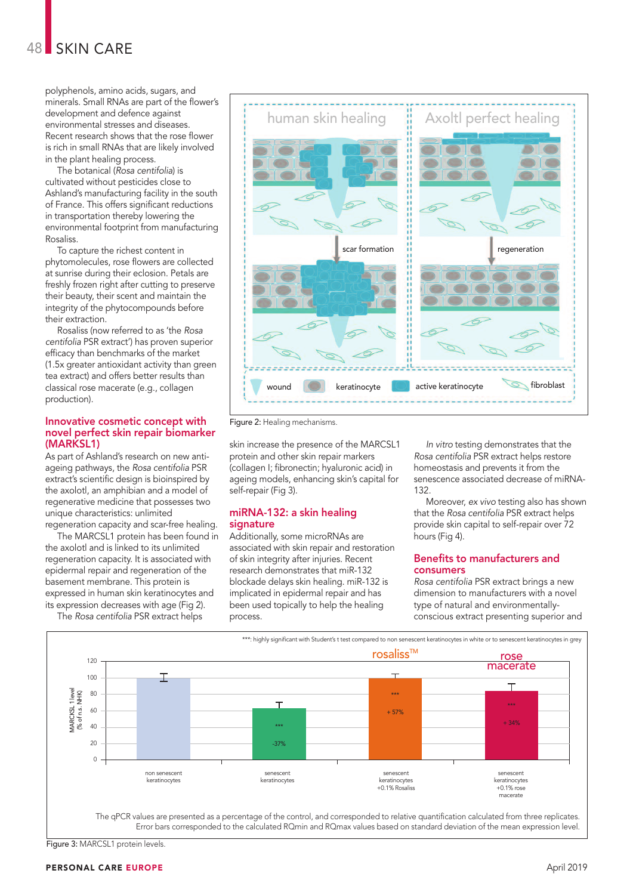polyphenols, amino acids, sugars, and minerals. Small RNAs are part of the flower's development and defence against environmental stresses and diseases. Recent research shows that the rose flower is rich in small RNAs that are likely involved in the plant healing process.

The botanical (*Rosa centifolia*) is cultivated without pesticides close to Ashland's manufacturing facility in the south of France. This offers significant reductions in transportation thereby lowering the environmental footprint from manufacturing Rosaliss.

To capture the richest content in phytomolecules, rose flowers are collected at sunrise during their eclosion. Petals are freshly frozen right after cutting to preserve their beauty, their scent and maintain the integrity of the phytocompounds before their extraction.

Rosaliss (now referred to as 'the *Rosa centifolia* PSR extract') has proven superior efficacy than benchmarks of the market (1.5x greater antioxidant activity than green tea extract) and offers better results than classical rose macerate (e.g., collagen production).

## Innovative cosmetic concept with novel perfect skin repair biomarker (MARKSL1)

As part of Ashland's research on new anti-ageing pathways, the *Rosa centifolia* PSR extract's scientific design is bioinspired by the axolotl, an amphibian and a model of regenerative medicine that possesses two unique characteristics: unlimited regeneration capacity and scar-free healing.

The MARCSL1 protein has been found in the axolotl and is linked to its unlimited regeneration capacity. It is associated with epidermal repair and regeneration of the basement membrane. This protein is expressed in human skin keratinocytes and its expression decreases with age (Fig 2).

The *Rosa centifolia* PSR extract helps skin increase the presence of the MARCSL1 protein and other skin repair markers (collagen I; fibronectin; hyaluronic acid) in ageing models, enhancing skin's capital for self-repair (Fig 3).

Figure 2: Healing mechanisms.

## miRNA-132: a skin healing signature

Additionally, some microRNAs are associated with skin repair and restoration of skin integrity after injuries. Recent research demonstrates that miR-132 blockade delays skin healing. miR-132 is implicated in epidermal repair and has been used topically to help the healing process.

*In vitro* testing demonstrates that the *Rosa centifolia* PSR extract helps restore homeostasis and prevents it from the senescence associated decrease of miRNA-132.

Moreover, *ex vivo* testing also has shown that the *Rosa centifolia* PSR extract helps provide skin capital to self-repair over 72 hours (Fig 4).

## Benefits to manufacturers and consumers

*Rosa centifolia* PSR extract brings a new dimension to manufacturers with a novel type of natural and environmentally-conscious extract presenting superior and

The qPCR values are presented as a percentage of the control, and corresponded to relative quantification calculated from three replicates. Error bars corresponded to the calculated RQmin and RQmax values based on standard deviation of the mean expression level.

Figure 3: MARCSL1 protein levels.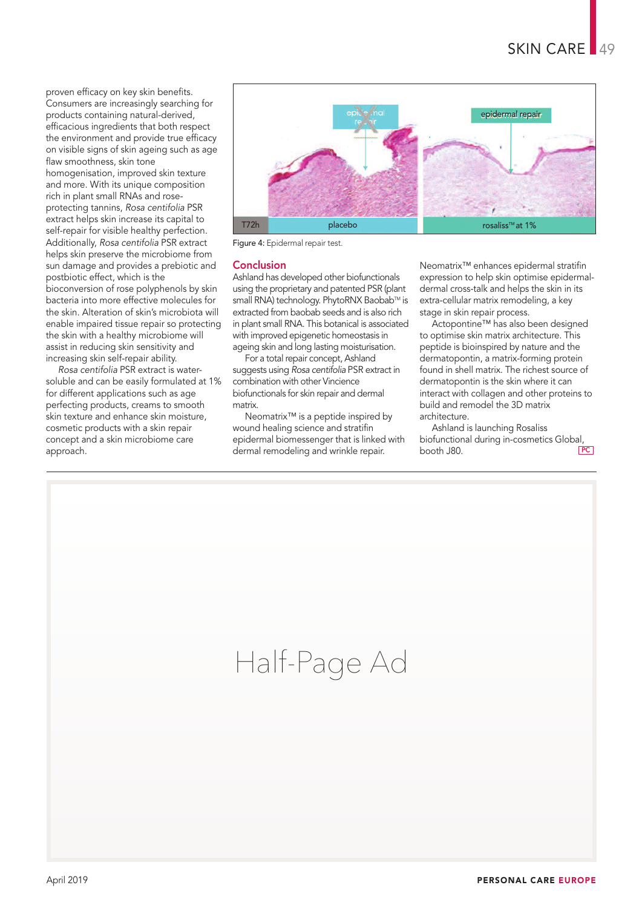proven efficacy on key skin benefits. Consumers are increasingly searching for products containing natural-derived, efficacious ingredients that both respect the environment and provide true efficacy on visible signs of skin ageing such as age flaw smoothness, skin tone homogenisation, improved skin texture and more. With its unique composition rich in plant small RNAs and rose-protecting tannins, *Rosa centifolia* PSR extract helps skin increase its capital to self-repair for visible healthy perfection. Additionally, *Rosa centifolia* PSR extract helps skin preserve the microbiome from sun damage and provides a prebiotic and postbiotic effect, which is the bioconversion of rose polyphenols by skin bacteria into more effective molecules for the skin. Alteration of skin's microbiota will enable impaired tissue repair so protecting the skin with a healthy microbiome will assist in reducing skin sensitivity and increasing skin self-repair ability.

*Rosa centifolia* PSR extract is water-soluble and can be easily formulated at 1% for different applications such as age perfecting products, creams to smooth skin texture and enhance skin moisture, cosmetic products with a skin repair concept and a skin microbiome care approach.

epidermal repair
epidermal repair
T72h
placebo
rosaliss™ at 1%

Figure 4: Epidermal repair test.

## Conclusion

Ashland has developed other biofunctionals using the proprietary and patented PSR (plant small RNA) technology. PhytoRNX Baobab™ is extracted from baobab seeds and is also rich in plant small RNA. This botanical is associated with improved epigenetic homeostasis in ageing skin and long lasting moisturisation.

For a total repair concept, Ashland suggests using *Rosa centifolia* PSR extract in combination with other Vincience biofunctionals for skin repair and dermal matrix.

Neomatrix™ is a peptide inspired by wound healing science and stratifin epidermal biomessenger that is linked with dermal remodeling and wrinkle repair. Neomatrix™ enhances epidermal stratifin expression to help skin optimise epidermal-dermal cross-talk and helps the skin in its extra-cellular matrix remodeling, a key stage in skin repair process.

Actopontine™ has also been designed to optimise skin matrix architecture. This peptide is bioinspired by nature and the dermatopontin, a matrix-forming protein found in shell matrix. The richest source of dermatopontin is the skin where it can interact with collagen and other proteins to build and remodel the 3D matrix architecture.

Ashland is launching Rosaliss biofunctional during in-cosmetics Global, booth J80.

Half-Page Ad